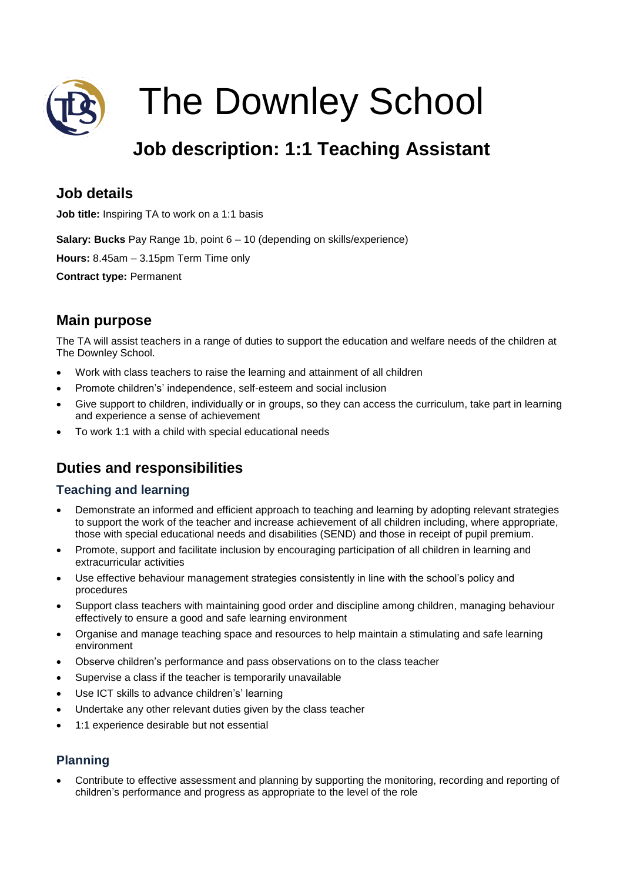# The Downley School

## Job description: 1:1 Teaching Assistant

## Job details

**Job title:** Inspiring TA to work on a 1:1 basis

**Salary: Bucks** Pay Range 1b, point 6 – 10 (depending on skills/experience)

**Hours:** 8.45am – 3.15pm Term Time only

**Contract type:** Permanent

## Main purpose

The TA will assist teachers in a range of duties to support the education and welfare needs of the children at The Downley School.

- Work with class teachers to raise the learning and attainment of all children
- Promote children's' independence, self-esteem and social inclusion
- Give support to children, individually or in groups, so they can access the curriculum, take part in learning and experience a sense of achievement
- To work 1:1 with a child with special educational needs

## Duties and responsibilities

### Teaching and learning

- Demonstrate an informed and efficient approach to teaching and learning by adopting relevant strategies to support the work of the teacher and increase achievement of all children including, where appropriate, those with special educational needs and disabilities (SEND) and those in receipt of pupil premium.
- Promote, support and facilitate inclusion by encouraging participation of all children in learning and extracurricular activities
- Use effective behaviour management strategies consistently in line with the school's policy and procedures
- Support class teachers with maintaining good order and discipline among children, managing behaviour effectively to ensure a good and safe learning environment
- Organise and manage teaching space and resources to help maintain a stimulating and safe learning environment
- Observe children's performance and pass observations on to the class teacher
- Supervise a class if the teacher is temporarily unavailable
- Use ICT skills to advance children's' learning
- Undertake any other relevant duties given by the class teacher
- 1:1 experience desirable but not essential

### Planning

- Contribute to effective assessment and planning by supporting the monitoring, recording and reporting of children's performance and progress as appropriate to the level of the role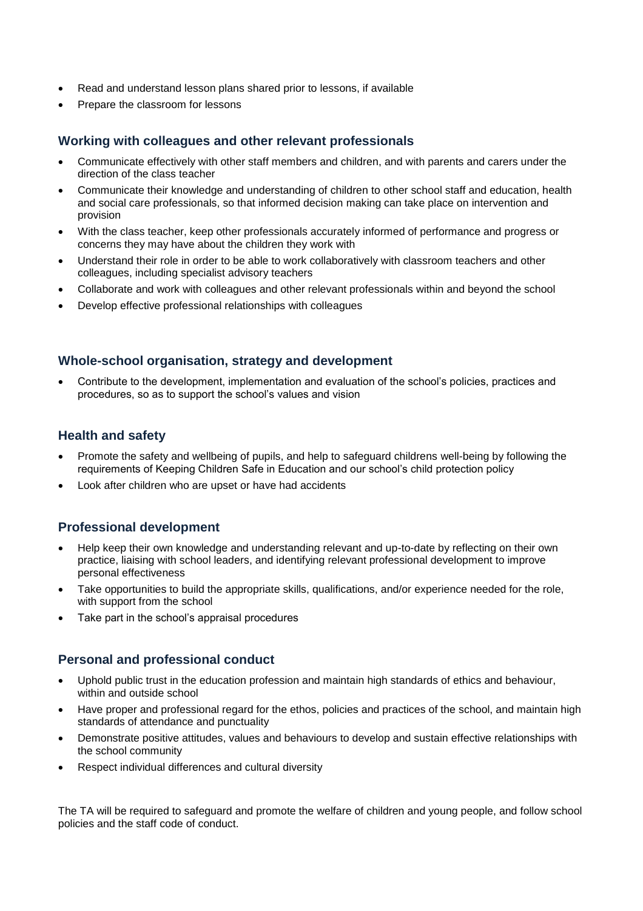- Read and understand lesson plans shared prior to lessons, if available
- Prepare the classroom for lessons

### Working with colleagues and other relevant professionals

- Communicate effectively with other staff members and children, and with parents and carers under the direction of the class teacher
- Communicate their knowledge and understanding of children to other school staff and education, health and social care professionals, so that informed decision making can take place on intervention and provision
- With the class teacher, keep other professionals accurately informed of performance and progress or concerns they may have about the children they work with
- Understand their role in order to be able to work collaboratively with classroom teachers and other colleagues, including specialist advisory teachers
- Collaborate and work with colleagues and other relevant professionals within and beyond the school
- Develop effective professional relationships with colleagues

### Whole-school organisation, strategy and development

- Contribute to the development, implementation and evaluation of the school's policies, practices and procedures, so as to support the school's values and vision

### Health and safety

- Promote the safety and wellbeing of pupils, and help to safeguard childrens well-being by following the requirements of Keeping Children Safe in Education and our school's child protection policy
- Look after children who are upset or have had accidents

### Professional development

- Help keep their own knowledge and understanding relevant and up-to-date by reflecting on their own practice, liaising with school leaders, and identifying relevant professional development to improve personal effectiveness
- Take opportunities to build the appropriate skills, qualifications, and/or experience needed for the role, with support from the school
- Take part in the school's appraisal procedures

### Personal and professional conduct

- Uphold public trust in the education profession and maintain high standards of ethics and behaviour, within and outside school
- Have proper and professional regard for the ethos, policies and practices of the school, and maintain high standards of attendance and punctuality
- Demonstrate positive attitudes, values and behaviours to develop and sustain effective relationships with the school community
- Respect individual differences and cultural diversity

The TA will be required to safeguard and promote the welfare of children and young people, and follow school policies and the staff code of conduct.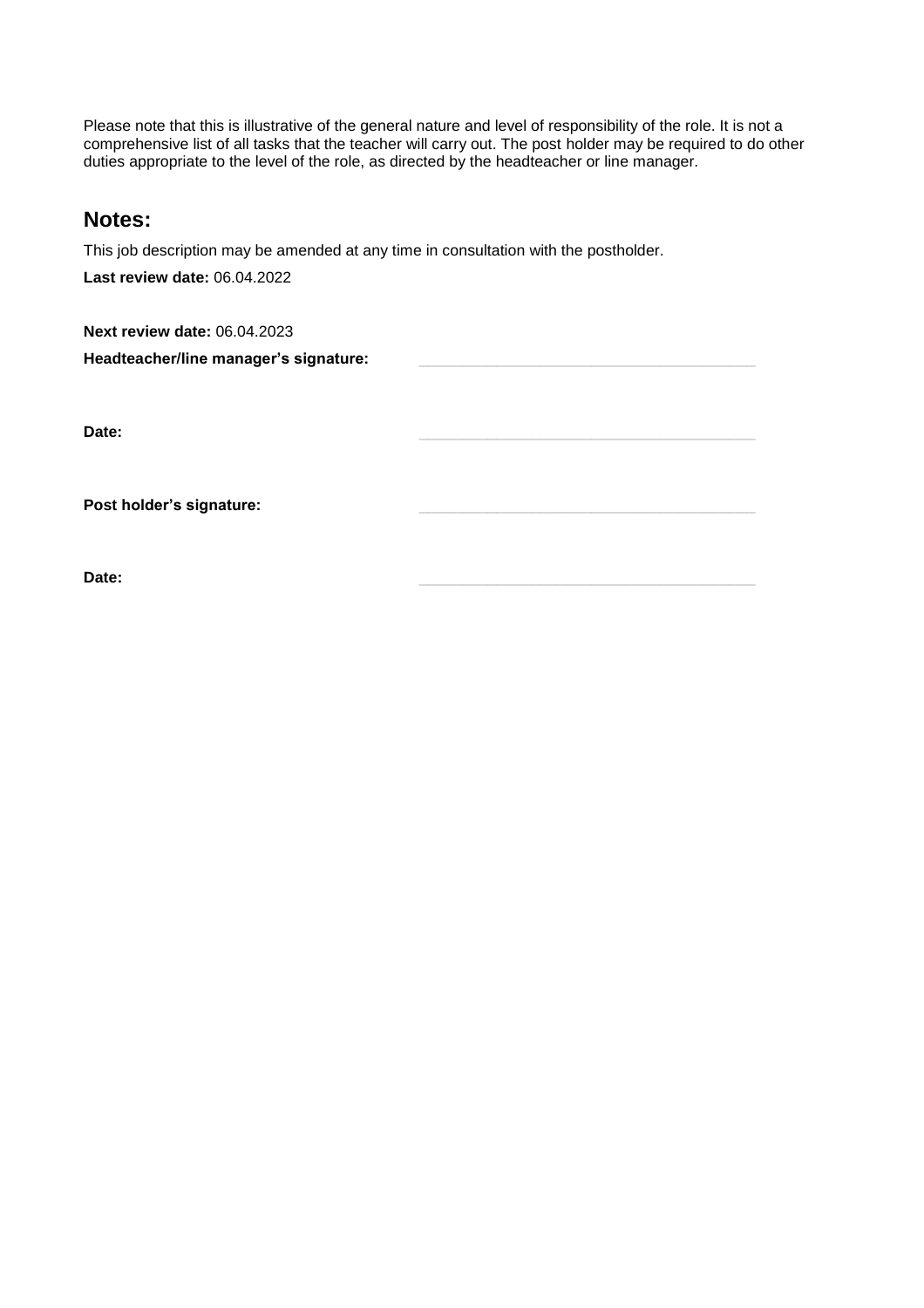Please note that this is illustrative of the general nature and level of responsibility of the role. It is not a comprehensive list of all tasks that the teacher will carry out. The post holder may be required to do other duties appropriate to the level of the role, as directed by the headteacher or line manager.

## Notes:

This job description may be amended at any time in consultation with the postholder.

**Last review date:** 06.04.2022

**Next review date:** 06.04.2023

**Headteacher/line manager's signature:** \_\_\_\_\_\_\_\_\_\_\_\_\_\_\_\_\_\_\_\_\_\_\_\_\_\_\_\_\_\_

**Date:** \_\_\_\_\_\_\_\_\_\_\_\_\_\_\_\_\_\_\_\_\_\_\_\_\_\_\_\_\_\_

**Post holder's signature:** \_\_\_\_\_\_\_\_\_\_\_\_\_\_\_\_\_\_\_\_\_\_\_\_\_\_\_\_\_\_

**Date:** \_\_\_\_\_\_\_\_\_\_\_\_\_\_\_\_\_\_\_\_\_\_\_\_\_\_\_\_\_\_